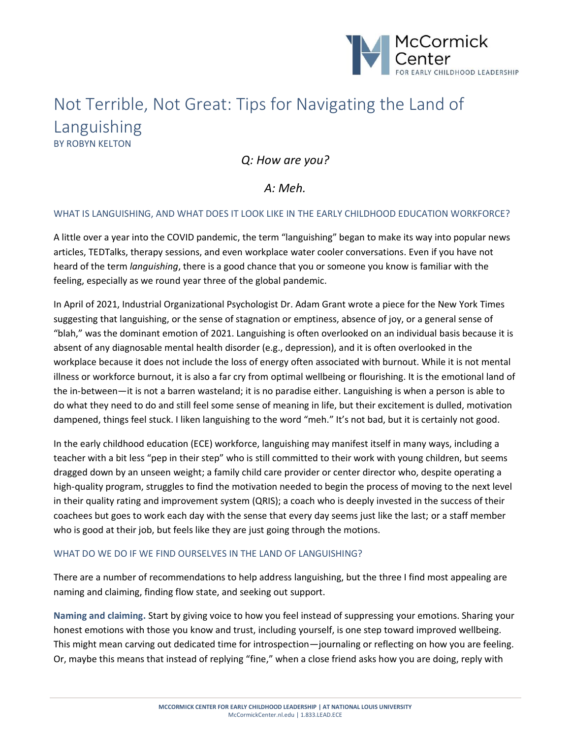# Not Terrible, Not Great: Tips for Navigating the Land of Languishing

BY ROBYN KELTON

*Q: How are you?*

*A: Meh.*

## WHAT IS LANGUISHING, AND WHAT DOES IT LOOK LIKE IN THE EARLY CHILDHOOD EDUCATION WORKFORCE?

A little over a year into the COVID pandemic, the term "languishing" began to make its way into popular news articles, TEDTalks, therapy sessions, and even workplace water cooler conversations. Even if you have not heard of the term *languishing*, there is a good chance that you or someone you know is familiar with the feeling, especially as we round year three of the global pandemic.

In April of 2021, Industrial Organizational Psychologist Dr. Adam Grant wrote a piece for the New York Times suggesting that languishing, or the sense of stagnation or emptiness, absence of joy, or a general sense of "blah," was the dominant emotion of 2021. Languishing is often overlooked on an individual basis because it is absent of any diagnosable mental health disorder (e.g., depression), and it is often overlooked in the workplace because it does not include the loss of energy often associated with burnout. While it is not mental illness or workforce burnout, it is also a far cry from optimal wellbeing or flourishing. It is the emotional land of the in-between—it is not a barren wasteland; it is no paradise either. Languishing is when a person is able to do what they need to do and still feel some sense of meaning in life, but their excitement is dulled, motivation dampened, things feel stuck. I liken languishing to the word "meh." It's not bad, but it is certainly not good.

In the early childhood education (ECE) workforce, languishing may manifest itself in many ways, including a teacher with a bit less "pep in their step" who is still committed to their work with young children, but seems dragged down by an unseen weight; a family child care provider or center director who, despite operating a high-quality program, struggles to find the motivation needed to begin the process of moving to the next level in their quality rating and improvement system (QRIS); a coach who is deeply invested in the success of their coachees but goes to work each day with the sense that every day seems just like the last; or a staff member who is good at their job, but feels like they are just going through the motions.

## WHAT DO WE DO IF WE FIND OURSELVES IN THE LAND OF LANGUISHING?

There are a number of recommendations to help address languishing, but the three I find most appealing are naming and claiming, finding flow state, and seeking out support.

**Naming and claiming.** Start by giving voice to how you feel instead of suppressing your emotions. Sharing your honest emotions with those you know and trust, including yourself, is one step toward improved wellbeing. This might mean carving out dedicated time for introspection—journaling or reflecting on how you are feeling. Or, maybe this means that instead of replying "fine," when a close friend asks how you are doing, reply with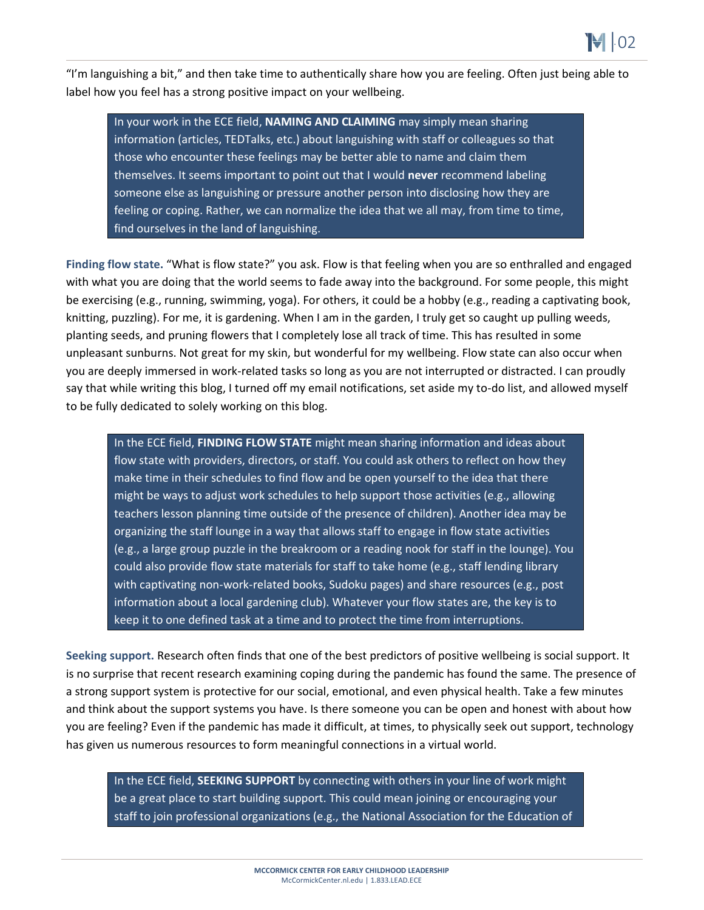"I'm languishing a bit," and then take time to authentically share how you are feeling. Often just being able to label how you feel has a strong positive impact on your wellbeing.

> In your work in the ECE field, **NAMING AND CLAIMING** may simply mean sharing information (articles, TEDTalks, etc.) about languishing with staff or colleagues so that those who encounter these feelings may be better able to name and claim them themselves. It seems important to point out that I would **never** recommend labeling someone else as languishing or pressure another person into disclosing how they are feeling or coping. Rather, we can normalize the idea that we all may, from time to time, find ourselves in the land of languishing.

**Finding flow state.** "What is flow state?" you ask. Flow is that feeling when you are so enthralled and engaged with what you are doing that the world seems to fade away into the background. For some people, this might be exercising (e.g., running, swimming, yoga). For others, it could be a hobby (e.g., reading a captivating book, knitting, puzzling). For me, it is gardening. When I am in the garden, I truly get so caught up pulling weeds, planting seeds, and pruning flowers that I completely lose all track of time. This has resulted in some unpleasant sunburns. Not great for my skin, but wonderful for my wellbeing. Flow state can also occur when you are deeply immersed in work-related tasks so long as you are not interrupted or distracted. I can proudly say that while writing this blog, I turned off my email notifications, set aside my to-do list, and allowed myself to be fully dedicated to solely working on this blog.

> In the ECE field, **FINDING FLOW STATE** might mean sharing information and ideas about flow state with providers, directors, or staff. You could ask others to reflect on how they make time in their schedules to find flow and be open yourself to the idea that there might be ways to adjust work schedules to help support those activities (e.g., allowing teachers lesson planning time outside of the presence of children). Another idea may be organizing the staff lounge in a way that allows staff to engage in flow state activities (e.g., a large group puzzle in the breakroom or a reading nook for staff in the lounge). You could also provide flow state materials for staff to take home (e.g., staff lending library with captivating non-work-related books, Sudoku pages) and share resources (e.g., post information about a local gardening club). Whatever your flow states are, the key is to keep it to one defined task at a time and to protect the time from interruptions.

**Seeking support.** Research often finds that one of the best predictors of positive wellbeing is social support. It is no surprise that recent research examining coping during the pandemic has found the same. The presence of a strong support system is protective for our social, emotional, and even physical health. Take a few minutes and think about the support systems you have. Is there someone you can be open and honest with about how you are feeling? Even if the pandemic has made it difficult, at times, to physically seek out support, technology has given us numerous resources to form meaningful connections in a virtual world.

> In the ECE field, **SEEKING SUPPORT** by connecting with others in your line of work might be a great place to start building support. This could mean joining or encouraging your staff to join professional organizations (e.g., the National Association for the Education of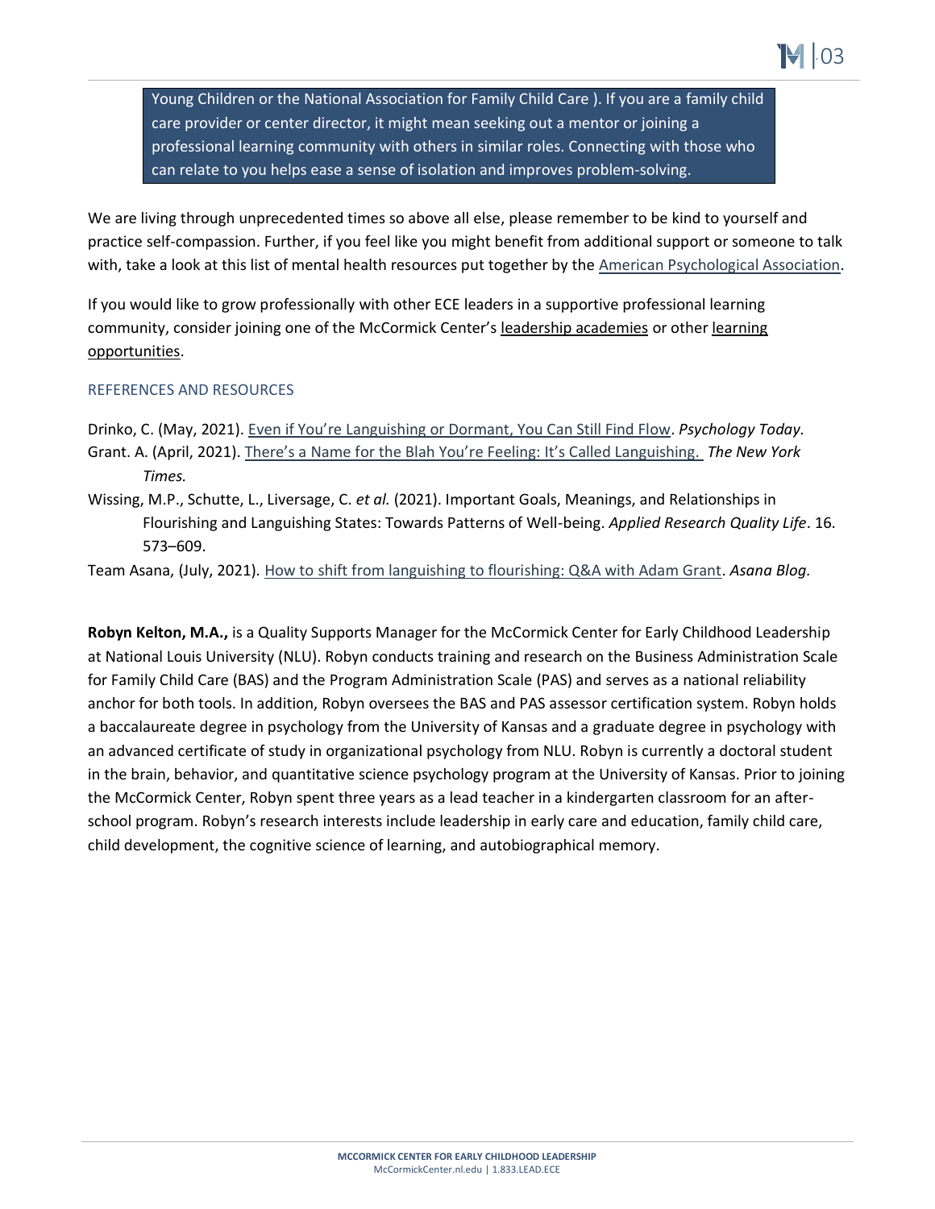Young Children or the National Association for Family Child Care ). If you are a family child care provider or center director, it might mean seeking out a mentor or joining a professional learning community with others in similar roles. Connecting with those who can relate to you helps ease a sense of isolation and improves problem-solving.

We are living through unprecedented times so above all else, please remember to be kind to yourself and practice self-compassion. Further, if you feel like you might benefit from additional support or someone to talk with, take a look at this list of mental health resources put together by the American Psychological Association.

If you would like to grow professionally with other ECE leaders in a supportive professional learning community, consider joining one of the McCormick Center's leadership academies or other learning opportunities.

### REFERENCES AND RESOURCES

Drinko, C. (May, 2021). Even if You're Languishing or Dormant, You Can Still Find Flow. *Psychology Today.*

Grant. A. (April, 2021). There's a Name for the Blah You're Feeling: It's Called Languishing. *The New York Times.*

Wissing, M.P., Schutte, L., Liversage, C. *et al.* (2021). Important Goals, Meanings, and Relationships in Flourishing and Languishing States: Towards Patterns of Well-being. *Applied Research Quality Life*. 16. 573–609.

Team Asana, (July, 2021). How to shift from languishing to flourishing: Q&A with Adam Grant. *Asana Blog.*

**Robyn Kelton, M.A.,** is a Quality Supports Manager for the McCormick Center for Early Childhood Leadership at National Louis University (NLU). Robyn conducts training and research on the Business Administration Scale for Family Child Care (BAS) and the Program Administration Scale (PAS) and serves as a national reliability anchor for both tools. In addition, Robyn oversees the BAS and PAS assessor certification system. Robyn holds a baccalaureate degree in psychology from the University of Kansas and a graduate degree in psychology with an advanced certificate of study in organizational psychology from NLU. Robyn is currently a doctoral student in the brain, behavior, and quantitative science psychology program at the University of Kansas. Prior to joining the McCormick Center, Robyn spent three years as a lead teacher in a kindergarten classroom for an after-school program. Robyn's research interests include leadership in early care and education, family child care, child development, the cognitive science of learning, and autobiographical memory.